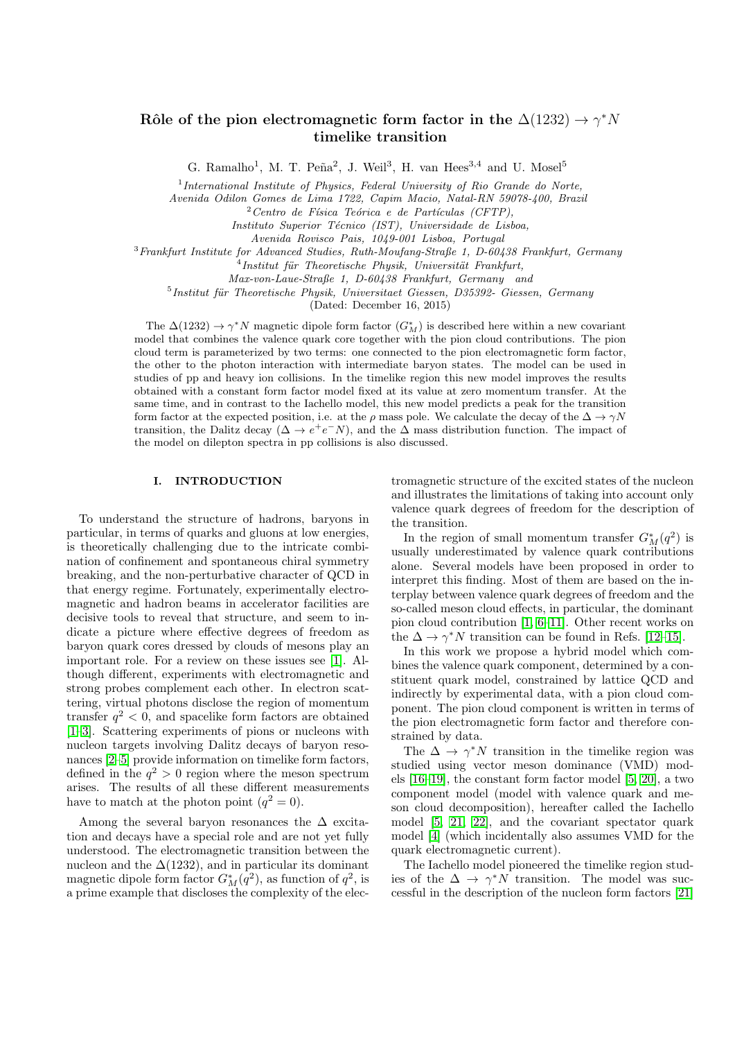# Rôle of the pion electromagnetic form factor in the $\Delta(1232) \to \gamma^* N$ timelike transition

G. Ramalho[1], M. T. Peña[2], J. Weil[3], H. van Hees[3,4] and U. Mosel[5]

[1] *International Institute of Physics, Federal University of Rio Grande do Norte, Avenida Odilon Gomes de Lima 1722, Capim Macio, Natal-RN 59078-400, Brazil*

[2] *Centro de Física Teórica e de Partículas (CFTP), Instituto Superior Técnico (IST), Universidade de Lisboa, Avenida Rovisco Pais, 1049-001 Lisboa, Portugal*

[3] *Frankfurt Institute for Advanced Studies, Ruth-Moufang-Straße 1, D-60438 Frankfurt, Germany*

[4] *Institut für Theoretische Physik, Universität Frankfurt, Max-von-Laue-Straße 1, D-60438 Frankfurt, Germany and*

[5] *Institut für Theoretische Physik, Universitaet Giessen, D35392- Giessen, Germany*

(Dated: December 16, 2015)

The $\Delta(1232) \to \gamma^* N$ magnetic dipole form factor ($G_M^*$) is described here within a new covariant model that combines the valence quark core together with the pion cloud contributions. The pion cloud term is parameterized by two terms: one connected to the pion electromagnetic form factor, the other to the photon interaction with intermediate baryon states. The model can be used in studies of pp and heavy ion collisions. In the timelike region this new model improves the results obtained with a constant form factor model fixed at its value at zero momentum transfer. At the same time, and in contrast to the Iachello model, this new model predicts a peak for the transition form factor at the expected position, i.e. at the $\rho$ mass pole. We calculate the decay of the $\Delta \to \gamma N$ transition, the Dalitz decay ($\Delta \to e^+e^- N$), and the $\Delta$ mass distribution function. The impact of the model on dilepton spectra in pp collisions is also discussed.

## I. INTRODUCTION

To understand the structure of hadrons, baryons in particular, in terms of quarks and gluons at low energies, is theoretically challenging due to the intricate combination of confinement and spontaneous chiral symmetry breaking, and the non-perturbative character of QCD in that energy regime. Fortunately, experimentally electromagnetic and hadron beams in accelerator facilities are decisive tools to reveal that structure, and seem to indicate a picture where effective degrees of freedom as baryon quark cores dressed by clouds of mesons play an important role. For a review on these issues see [1]. Although different, experiments with electromagnetic and strong probes complement each other. In electron scattering, virtual photons disclose the region of momentum transfer $q^2 < 0$, and spacelike form factors are obtained [1–3]. Scattering experiments of pions or nucleons with nucleon targets involving Dalitz decays of baryon resonances [2–5] provide information on timelike form factors, defined in the $q^2 > 0$ region where the meson spectrum arises. The results of all these different measurements have to match at the photon point ($q^2 = 0$).

Among the several baryon resonances the $\Delta$ excitation and decays have a special role and are not yet fully understood. The electromagnetic transition between the nucleon and the $\Delta(1232)$, and in particular its dominant magnetic dipole form factor $G_M^*(q^2)$, as function of $q^2$, is a prime example that discloses the complexity of the electromagnetic structure of the excited states of the nucleon and illustrates the limitations of taking into account only valence quark degrees of freedom for the description of the transition.

In the region of small momentum transfer $G_M^*(q^2)$ is usually underestimated by valence quark contributions alone. Several models have been proposed in order to interpret this finding. Most of them are based on the interplay between valence quark degrees of freedom and the so-called meson cloud effects, in particular, the dominant pion cloud contribution [1, 6–11]. Other recent works on the $\Delta \to \gamma^* N$ transition can be found in Refs. [12–15].

In this work we propose a hybrid model which combines the valence quark component, determined by a constituent quark model, constrained by lattice QCD and indirectly by experimental data, with a pion cloud component. The pion cloud component is written in terms of the pion electromagnetic form factor and therefore constrained by data.

The $\Delta \to \gamma^* N$ transition in the timelike region was studied using vector meson dominance (VMD) models [16–19], the constant form factor model [5, 20], a two component model (model with valence quark and meson cloud decomposition), hereafter called the Iachello model [5, 21, 22], and the covariant spectator quark model [4] (which incidentally also assumes VMD for the quark electromagnetic current).

The Iachello model pioneered the timelike region studies of the $\Delta \to \gamma^* N$ transition. The model was successful in the description of the nucleon form factors [21]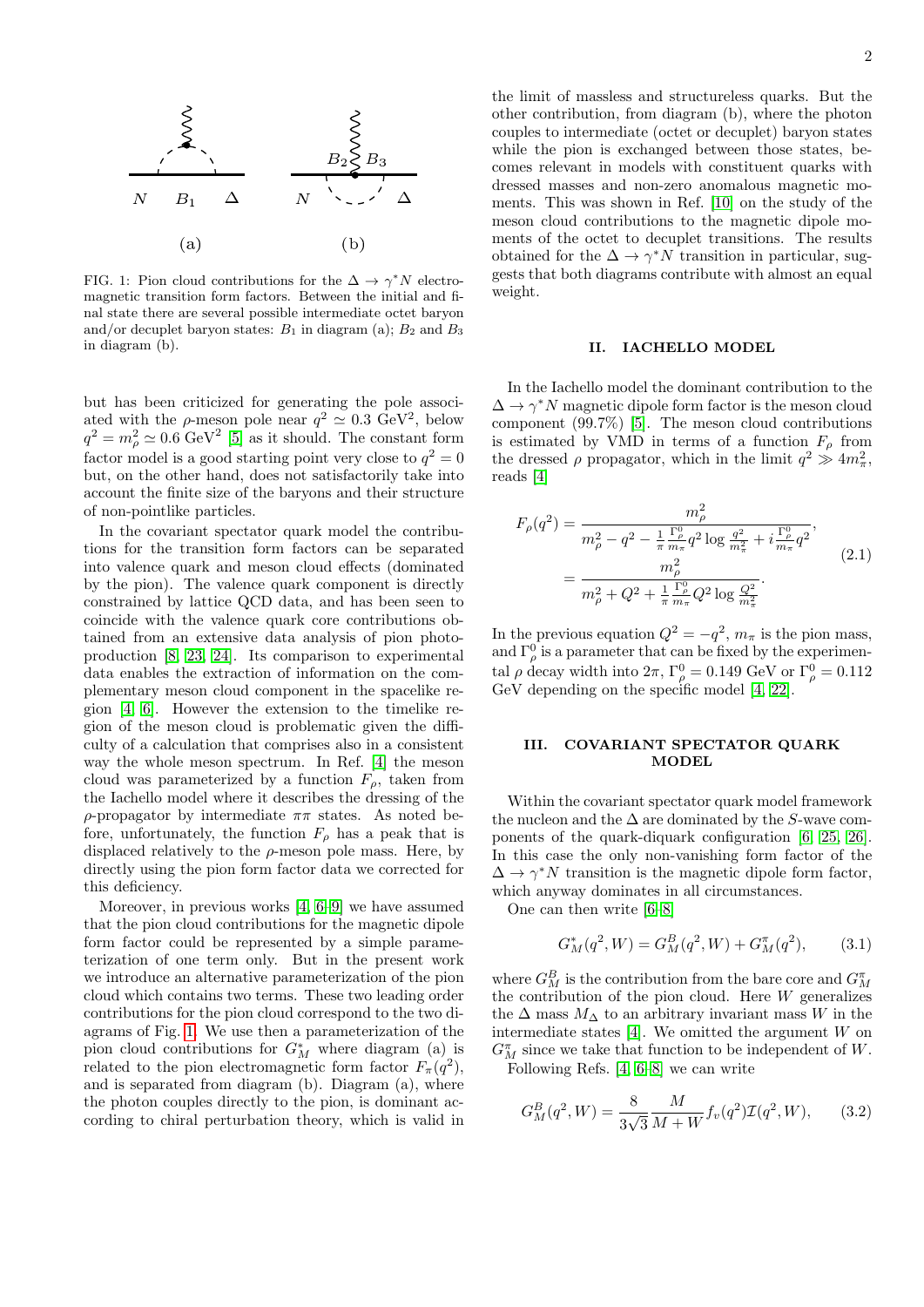FIG. 1: Pion cloud contributions for the $\Delta \to \gamma^* N$ electromagnetic transition form factors. Between the initial and final state there are several possible intermediate octet baryon and/or decuplet baryon states: $B_1$ in diagram (a); $B_2$ and $B_3$ in diagram (b).

but has been criticized for generating the pole associated with the $\rho$-meson pole near $q^2 \simeq 0.3$ GeV$^2$, below $q^2 = m_\rho^2 \simeq 0.6$ GeV$^2$ [5] as it should. The constant form factor model is a good starting point very close to $q^2 = 0$ but, on the other hand, does not satisfactorily take into account the finite size of the baryons and their structure of non-pointlike particles.

In the covariant spectator quark model the contributions for the transition form factors can be separated into valence quark and meson cloud effects (dominated by the pion). The valence quark component is directly constrained by lattice QCD data, and has been seen to coincide with the valence quark core contributions obtained from an extensive data analysis of pion photoproduction [8, 23, 24]. Its comparison to experimental data enables the extraction of information on the complementary meson cloud component in the spacelike region [4, 6]. However the extension to the timelike region of the meson cloud is problematic given the difficulty of a calculation that comprises also in a consistent way the whole meson spectrum. In Ref. [4] the meson cloud was parameterized by a function $F_\rho$, taken from the Iachello model where it describes the dressing of the $\rho$-propagator by intermediate $\pi\pi$ states. As noted before, unfortunately, the function $F_\rho$ has a peak that is displaced relatively to the $\rho$-meson pole mass. Here, by directly using the pion form factor data we corrected for this deficiency.

Moreover, in previous works [4, 6–9] we have assumed that the pion cloud contributions for the magnetic dipole form factor could be represented by a simple parameterization of one term only. But in the present work we introduce an alternative parameterization of the pion cloud which contains two terms. These two leading order contributions for the pion cloud correspond to the two diagrams of Fig. 1. We use then a parameterization of the pion cloud contributions for $G_M^*$ where diagram (a) is related to the pion electromagnetic form factor $F_\pi(q^2)$, and is separated from diagram (b). Diagram (a), where the photon couples directly to the pion, is dominant according to chiral perturbation theory, which is valid in the limit of massless and structureless quarks. But the other contribution, from diagram (b), where the photon couples to intermediate (octet or decuplet) baryon states while the pion is exchanged between those states, becomes relevant in models with constituent quarks with dressed masses and non-zero anomalous magnetic moments. This was shown in Ref. [10] on the study of the meson cloud contributions to the magnetic dipole moments of the octet to decuplet transitions. The results obtained for the $\Delta \to \gamma^* N$ transition in particular, suggests that both diagrams contribute with almost an equal weight.

## II. IACHELLO MODEL

In the Iachello model the dominant contribution to the $\Delta \to \gamma^* N$ magnetic dipole form factor is the meson cloud component (99.7%) [5]. The meson cloud contributions is estimated by VMD in terms of a function $F_\rho$ from the dressed $\rho$ propagator, which in the limit $q^2 \gg 4m_\pi^2$, reads [4]

$$
\begin{aligned}
F_\rho(q^2) &= \frac{m_\rho^2}{m_\rho^2 - q^2 - \frac{1}{\pi}\frac{\Gamma_\rho^0}{m_\pi} q^2 \log \frac{q^2}{m_\pi^2} + i \frac{\Gamma_\rho^0}{m_\pi} q^2}, \\
&= \frac{m_\rho^2}{m_\rho^2 + Q^2 + \frac{1}{\pi}\frac{\Gamma_\rho^0}{m_\pi} Q^2 \log \frac{Q^2}{m_\pi^2}}.
\end{aligned}
\tag{2.1}
$$

In the previous equation $Q^2 = -q^2$, $m_\pi$ is the pion mass, and $\Gamma_\rho^0$ is a parameter that can be fixed by the experimental $\rho$ decay width into $2\pi$, $\Gamma_\rho^0 = 0.149$ GeV or $\Gamma_\rho^0 = 0.112$ GeV depending on the specific model [4, 22].

## III. COVARIANT SPECTATOR QUARK MODEL

Within the covariant spectator quark model framework the nucleon and the $\Delta$ are dominated by the $S$-wave components of the quark-diquark configuration [6, 25, 26]. In this case the only non-vanishing form factor of the $\Delta \to \gamma^* N$ transition is the magnetic dipole form factor, which anyway dominates in all circumstances.

One can then write [6–8]

$$
G_M^*(q^2, W) = G_M^B(q^2, W) + G_M^\pi(q^2), \tag{3.1}
$$

where $G_M^B$ is the contribution from the bare core and $G_M^\pi$ the contribution of the pion cloud. Here $W$ generalizes the $\Delta$ mass $M_\Delta$ to an arbitrary invariant mass $W$ in the intermediate states [4]. We omitted the argument $W$ on $G_M^\pi$ since we take that function to be independent of $W$.

Following Refs. [4, 6–8] we can write

$$
G_M^B(q^2, W) = \frac{8}{3\sqrt{3}} \frac{M}{M + W} f_v(q^2) \mathcal{I}(q^2, W), \tag{3.2}
$$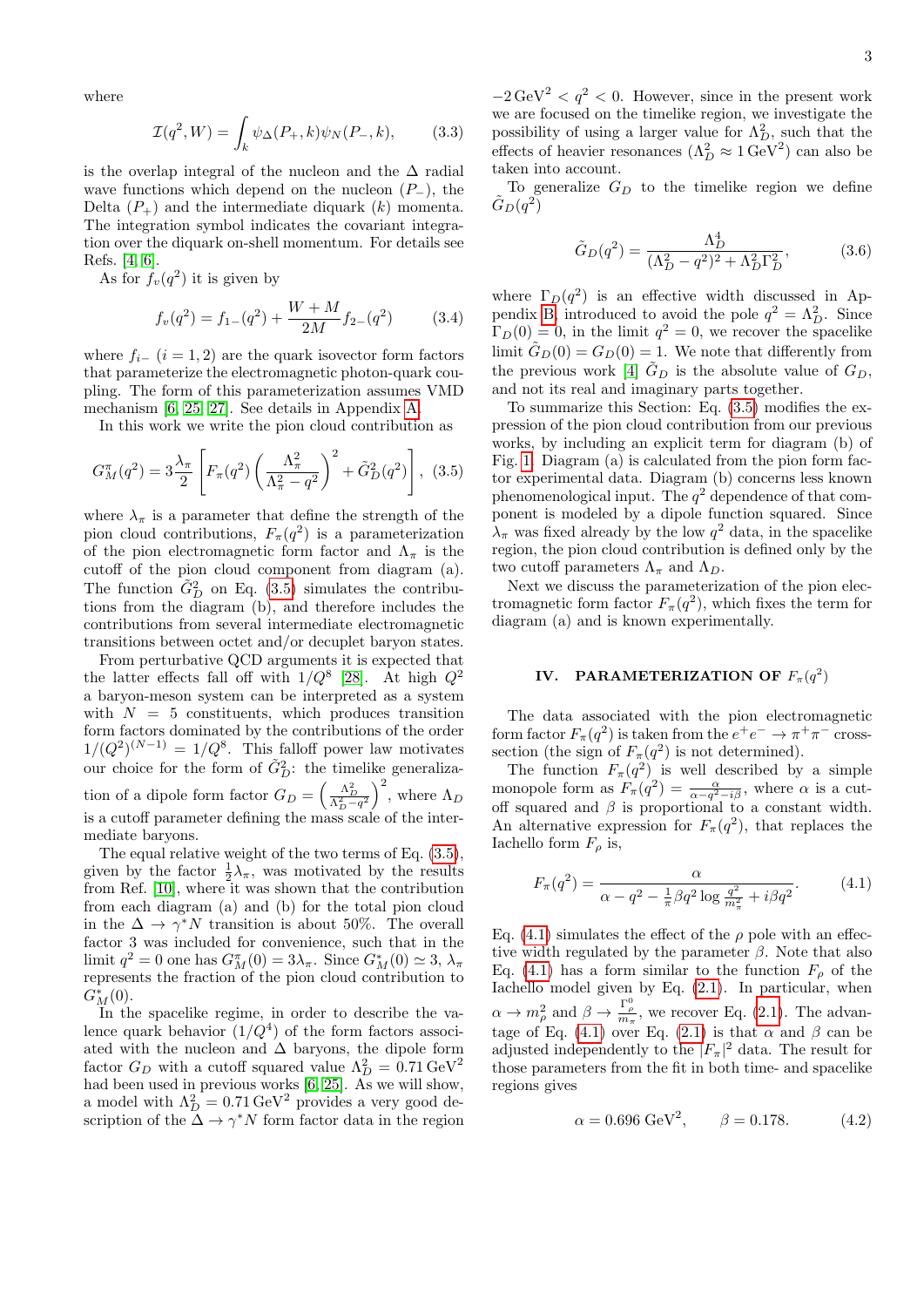where

$$\mathcal{I}(q^2, W) = \int_k \psi_\Delta(P_+, k)\psi_N(P_-, k), \tag{3.3}$$

is the overlap integral of the nucleon and the $\Delta$ radial wave functions which depend on the nucleon ($P_-$), the Delta ($P_+$) and the intermediate diquark ($k$) momenta. The integration symbol indicates the covariant integration over the diquark on-shell momentum. For details see Refs. [4, 6].

As for $f_v(q^2)$ it is given by

$$f_v(q^2) = f_{1-}(q^2) + \frac{W+M}{2M} f_{2-}(q^2) \tag{3.4}$$

where $f_{i-}$ ($i = 1, 2$) are the quark isovector form factors that parameterize the electromagnetic photon-quark coupling. The form of this parameterization assumes VMD mechanism [6, 25, 27]. See details in Appendix A.

In this work we write the pion cloud contribution as

$$G_M^\pi(q^2) = 3\frac{\lambda_\pi}{2}\left[F_\pi(q^2)\left(\frac{\Lambda_\pi^2}{\Lambda_\pi^2 - q^2}\right)^2 + \tilde{G}_D^2(q^2)\right], \tag{3.5}$$

where $\lambda_\pi$ is a parameter that define the strength of the pion cloud contributions, $F_\pi(q^2)$ is a parameterization of the pion electromagnetic form factor and $\Lambda_\pi$ is the cutoff of the pion cloud component from diagram (a). The function $\tilde{G}_D^2$ on Eq. (3.5) simulates the contributions from the diagram (b), and therefore includes the contributions from several intermediate electromagnetic transitions between octet and/or decuplet baryon states.

From perturbative QCD arguments it is expected that the latter effects fall off with $1/Q^8$ [28]. At high $Q^2$ a baryon-meson system can be interpreted as a system with $N = 5$ constituents, which produces transition form factors dominated by the contributions of the order $1/(Q^2)^{(N-1)} = 1/Q^8$. This falloff power law motivates our choice for the form of $\tilde{G}_D^2$: the timelike generalization of a dipole form factor $G_D = \left(\frac{\Lambda_D^2}{\Lambda_D^2 - q^2}\right)^2$, where $\Lambda_D$ is a cutoff parameter defining the mass scale of the intermediate baryons.

The equal relative weight of the two terms of Eq. (3.5), given by the factor $\frac{1}{2}\lambda_\pi$, was motivated by the results from Ref. [10], where it was shown that the contribution from each diagram (a) and (b) for the total pion cloud in the $\Delta \to \gamma^* N$ transition is about 50%. The overall factor 3 was included for convenience, such that in the limit $q^2 = 0$ one has $G_M^\pi(0) = 3\lambda_\pi$. Since $G_M^*(0) \simeq 3$, $\lambda_\pi$ represents the fraction of the pion cloud contribution to $G_M^*(0)$.

In the spacelike regime, in order to describe the valence quark behavior ($1/Q^4$) of the form factors associated with the nucleon and $\Delta$ baryons, the dipole form factor $G_D$ with a cutoff squared value $\Lambda_D^2 = 0.71\,\text{GeV}^2$ had been used in previous works [6, 25]. As we will show, a model with $\Lambda_D^2 = 0.71\,\text{GeV}^2$ provides a very good description of the $\Delta \to \gamma^* N$ form factor data in the region $-2\,\text{GeV}^2 < q^2 < 0$. However, since in the present work we are focused on the timelike region, we investigate the possibility of using a larger value for $\Lambda_D^2$, such that the effects of heavier resonances ($\Lambda_D^2 \approx 1\,\text{GeV}^2$) can also be taken into account.

To generalize $G_D$ to the timelike region we define $\tilde{G}_D(q^2)$

$$\tilde{G}_D(q^2) = \frac{\Lambda_D^4}{(\Lambda_D^2 - q^2)^2 + \Lambda_D^2 \Gamma_D^2}, \tag{3.6}$$

where $\Gamma_D(q^2)$ is an effective width discussed in Appendix B, introduced to avoid the pole $q^2 = \Lambda_D^2$. Since $\Gamma_D(0) = 0$, in the limit $q^2 = 0$, we recover the spacelike limit $\tilde{G}_D(0) = G_D(0) = 1$. We note that differently from the previous work [4] $\tilde{G}_D$ is the absolute value of $G_D$, and not its real and imaginary parts together.

To summarize this Section: Eq. (3.5) modifies the expression of the pion cloud contribution from our previous works, by including an explicit term for diagram (b) of Fig. 1. Diagram (a) is calculated from the pion form factor experimental data. Diagram (b) concerns less known phenomenological input. The $q^2$ dependence of that component is modeled by a dipole function squared. Since $\lambda_\pi$ was fixed already by the low $q^2$ data, in the spacelike region, the pion cloud contribution is defined only by the two cutoff parameters $\Lambda_\pi$ and $\Lambda_D$.

Next we discuss the parameterization of the pion electromagnetic form factor $F_\pi(q^2)$, which fixes the term for diagram (a) and is known experimentally.

## IV. PARAMETERIZATION OF $F_\pi(q^2)$

The data associated with the pion electromagnetic form factor $F_\pi(q^2)$ is taken from the $e^+e^- \to \pi^+\pi^-$ cross-section (the sign of $F_\pi(q^2)$ is not determined).

The function $F_\pi(q^2)$ is well described by a simple monopole form as $F_\pi(q^2) = \frac{\alpha}{\alpha - q^2 - i\beta}$, where $\alpha$ is a cutoff squared and $\beta$ is proportional to a constant width. An alternative expression for $F_\pi(q^2)$, that replaces the Iachello form $F_\rho$ is,

$$F_\pi(q^2) = \frac{\alpha}{\alpha - q^2 - \frac{1}{\pi}\beta q^2 \log\frac{q^2}{m_\pi^2} + i\beta q^2}. \tag{4.1}$$

Eq. (4.1) simulates the effect of the $\rho$ pole with an effective width regulated by the parameter $\beta$. Note that also Eq. (4.1) has a form similar to the function $F_\rho$ of the Iachello model given by Eq. (2.1). In particular, when $\alpha \to m_\rho^2$ and $\beta \to \frac{\Gamma_\rho^0}{m_\pi}$, we recover Eq. (2.1). The advantage of Eq. (4.1) over Eq. (2.1) is that $\alpha$ and $\beta$ can be adjusted independently to the $|F_\pi|^2$ data. The result for those parameters from the fit in both time- and spacelike regions gives

$$\alpha = 0.696\ \text{GeV}^2, \qquad \beta = 0.178. \tag{4.2}$$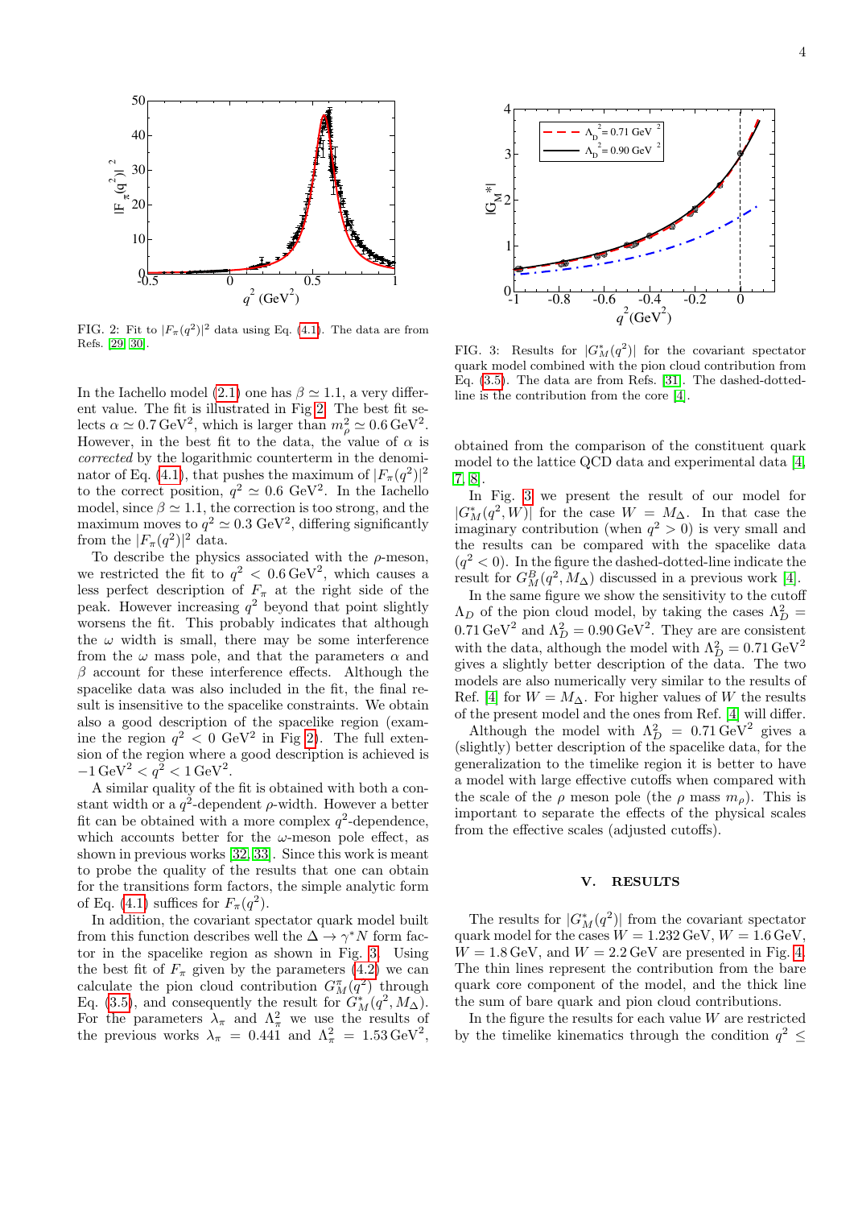FIG. 2: Fit to $|F_\pi(q^2)|^2$ data using Eq. (4.1). The data are from Refs. [29, 30].

In the Iachello model (2.1) one has $\beta \simeq 1.1$, a very different value. The fit is illustrated in Fig 2. The best fit selects $\alpha \simeq 0.7\,\text{GeV}^2$, which is larger than $m_\rho^2 \simeq 0.6\,\text{GeV}^2$. However, in the best fit to the data, the value of $\alpha$ is *corrected* by the logarithmic counterterm in the denominator of Eq. (4.1), that pushes the maximum of $|F_\pi(q^2)|^2$ to the correct position, $q^2 \simeq 0.6$ GeV$^2$. In the Iachello model, since $\beta \simeq 1.1$, the correction is too strong, and the maximum moves to $q^2 \simeq 0.3$ GeV$^2$, differing significantly from the $|F_\pi(q^2)|^2$ data.

To describe the physics associated with the $\rho$-meson, we restricted the fit to $q^2 < 0.6\,\text{GeV}^2$, which causes a less perfect description of $F_\pi$ at the right side of the peak. However increasing $q^2$ beyond that point slightly worsens the fit. This probably indicates that although the $\omega$ width is small, there may be some interference from the $\omega$ mass pole, and that the parameters $\alpha$ and $\beta$ account for these interference effects. Although the spacelike data was also included in the fit, the final result is insensitive to the spacelike constraints. We obtain also a good description of the spacelike region (examine the region $q^2 < 0$ GeV$^2$ in Fig 2). The full extension of the region where a good description is achieved is $-1\,\text{GeV}^2 < q^2 < 1\,\text{GeV}^2$.

A similar quality of the fit is obtained with both a constant width or a $q^2$-dependent $\rho$-width. However a better fit can be obtained with a more complex $q^2$-dependence, which accounts better for the $\omega$-meson pole effect, as shown in previous works [32, 33]. Since this work is meant to probe the quality of the results that one can obtain for the transitions form factors, the simple analytic form of Eq. (4.1) suffices for $F_\pi(q^2)$.

In addition, the covariant spectator quark model built from this function describes well the $\Delta \to \gamma^* N$ form factor in the spacelike region as shown in Fig. 3. Using the best fit of $F_\pi$ given by the parameters (4.2) we can calculate the pion cloud contribution $G_M^\pi(q^2)$ through Eq. (3.5), and consequently the result for $G_M^*(q^2, M_\Delta)$. For the parameters $\lambda_\pi$ and $\Lambda_\pi^2$ we use the results of the previous works $\lambda_\pi = 0.441$ and $\Lambda_\pi^2 = 1.53\,\text{GeV}^2$, obtained from the comparison of the constituent quark model to the lattice QCD data and experimental data [4, 7, 8].

FIG. 3: Results for $|G_M^*(q^2)|$ for the covariant spectator quark model combined with the pion cloud contribution from Eq. (3.5). The data are from Refs. [31]. The dashed-dotted-line is the contribution from the core [4].

In Fig. 3 we present the result of our model for $|G_M^*(q^2, W)|$ for the case $W = M_\Delta$. In that case the imaginary contribution (when $q^2 > 0$) is very small and the results can be compared with the spacelike data ($q^2 < 0$). In the figure the dashed-dotted-line indicate the result for $G_M^B(q^2, M_\Delta)$ discussed in a previous work [4].

In the same figure we show the sensitivity to the cutoff $\Lambda_D$ of the pion cloud model, by taking the cases $\Lambda_D^2 = 0.71\,\text{GeV}^2$ and $\Lambda_D^2 = 0.90\,\text{GeV}^2$. They are are consistent with the data, although the model with $\Lambda_D^2 = 0.71\,\text{GeV}^2$ gives a slightly better description of the data. The two models are also numerically very similar to the results of Ref. [4] for $W = M_\Delta$. For higher values of $W$ the results of the present model and the ones from Ref. [4] will differ.

Although the model with $\Lambda_D^2 = 0.71\,\text{GeV}^2$ gives a (slightly) better description of the spacelike data, for the generalization to the timelike region it is better to have a model with large effective cutoffs when compared with the scale of the $\rho$ meson pole (the $\rho$ mass $m_\rho$). This is important to separate the effects of the physical scales from the effective scales (adjusted cutoffs).

## V. RESULTS

The results for $|G_M^*(q^2)|$ from the covariant spectator quark model for the cases $W = 1.232\,\text{GeV}$, $W = 1.6\,\text{GeV}$, $W = 1.8\,\text{GeV}$, and $W = 2.2\,\text{GeV}$ are presented in Fig. 4. The thin lines represent the contribution from the bare quark core component of the model, and the thick line the sum of bare quark and pion cloud contributions.

In the figure the results for each value $W$ are restricted by the timelike kinematics through the condition $q^2 \leq$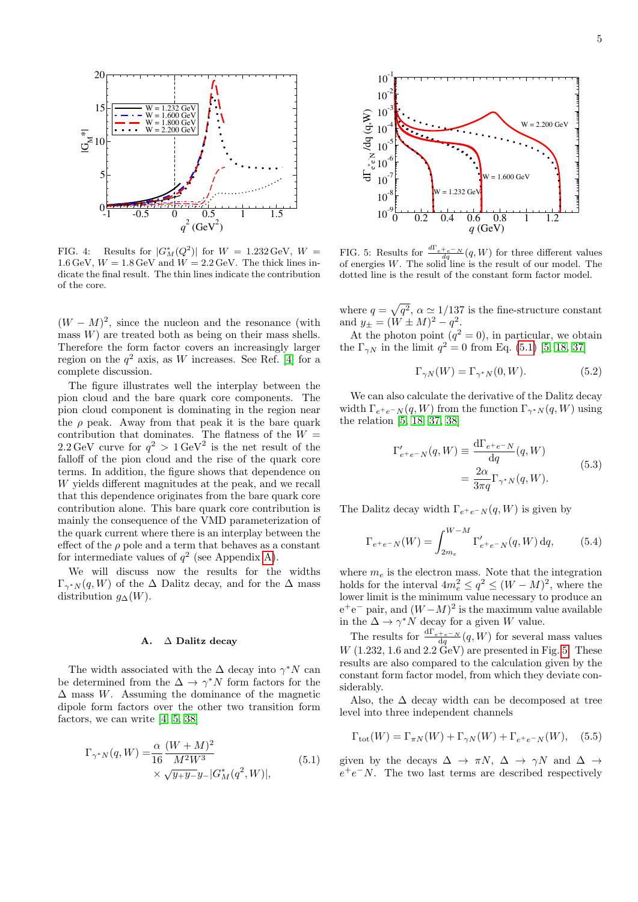FIG. 4: Results for $|G_M^*(Q^2)|$ for $W = 1.232\,\text{GeV}$, $W = 1.6\,\text{GeV}$, $W = 1.8\,\text{GeV}$ and $W = 2.2\,\text{GeV}$. The thick lines indicate the final result. The thin lines indicate the contribution of the core.

FIG. 5: Results for $\frac{d\Gamma_{e^+e^-N}}{dq}(q,W)$ for three different values of energies $W$. The solid line is the result of our model. The dotted line is the result of the constant form factor model.

$(W-M)^2$, since the nucleon and the resonance (with mass $W$) are treated both as being on their mass shells. Therefore the form factor covers an increasingly larger region on the $q^2$ axis, as $W$ increases. See Ref. [4] for a complete discussion.

The figure illustrates well the interplay between the pion cloud and the bare quark core components. The pion cloud component is dominating in the region near the $\rho$ peak. Away from that peak it is the bare quark contribution that dominates. The flatness of the $W = 2.2\,\text{GeV}$ curve for $q^2 > 1\,\text{GeV}^2$ is the net result of the falloff of the pion cloud and the rise of the quark core terms. In addition, the figure shows that dependence on $W$ yields different magnitudes at the peak, and we recall that this dependence originates from the bare quark core contribution alone. This bare quark core contribution is mainly the consequence of the VMD parameterization of the quark current where there is an interplay between the effect of the $\rho$ pole and a term that behaves as a constant for intermediate values of $q^2$ (see Appendix A).

We will discuss now the results for the widths $\Gamma_{\gamma^*N}(q,W)$ of the $\Delta$ Dalitz decay, and for the $\Delta$ mass distribution $g_\Delta(W)$.

### A. $\Delta$ Dalitz decay

The width associated with the $\Delta$ decay into $\gamma^*N$ can be determined from the $\Delta \to \gamma^*N$ form factors for the $\Delta$ mass $W$. Assuming the dominance of the magnetic dipole form factors over the other two transition form factors, we can write [4, 5, 38]

$$
\Gamma_{\gamma^*N}(q,W) = \frac{\alpha}{16}\frac{(W+M)^2}{M^2W^3} \times \sqrt{y_+y_-}\,y_-|G_M^*(q^2,W)|, \tag{5.1}
$$

where $q = \sqrt{q^2}$, $\alpha \simeq 1/137$ is the fine-structure constant and $y_\pm = (W \pm M)^2 - q^2$.

At the photon point ($q^2 = 0$), in particular, we obtain the $\Gamma_{\gamma N}$ in the limit $q^2 = 0$ from Eq. (5.1) [5, 18, 37]

$$
\Gamma_{\gamma N}(W) = \Gamma_{\gamma^*N}(0,W). \tag{5.2}
$$

We can also calculate the derivative of the Dalitz decay width $\Gamma_{e^+e^-N}(q,W)$ from the function $\Gamma_{\gamma^*N}(q,W)$ using the relation [5, 18, 37, 38]

$$
\begin{aligned}
\Gamma'_{e^+e^-N}(q,W) &\equiv \frac{d\Gamma_{e^+e^-N}}{dq}(q,W) \\
&= \frac{2\alpha}{3\pi q}\Gamma_{\gamma^*N}(q,W).
\end{aligned} \tag{5.3}
$$

The Dalitz decay width $\Gamma_{e^+e^-N}(q,W)$ is given by

$$
\Gamma_{e^+e^-N}(W) = \int_{2m_e}^{W-M} \Gamma'_{e^+e^-N}(q,W)\,dq, \tag{5.4}
$$

where $m_e$ is the electron mass. Note that the integration holds for the interval $4m_e^2 \le q^2 \le (W-M)^2$, where the lower limit is the minimum value necessary to produce an $e^+e^-$ pair, and $(W-M)^2$ is the maximum value available in the $\Delta \to \gamma^*N$ decay for a given $W$ value.

The results for $\frac{d\Gamma_{e^+e^-N}}{dq}(q,W)$ for several mass values $W$ (1.232, 1.6 and 2.2 GeV) are presented in Fig. 5. These results are also compared to the calculation given by the constant form factor model, from which they deviate considerably.

Also, the $\Delta$ decay width can be decomposed at tree level into three independent channels

$$
\Gamma_{\text{tot}}(W) = \Gamma_{\pi N}(W) + \Gamma_{\gamma N}(W) + \Gamma_{e^+e^-N}(W), \tag{5.5}
$$

given by the decays $\Delta \to \pi N$, $\Delta \to \gamma N$ and $\Delta \to e^+e^-N$. The two last terms are described respectively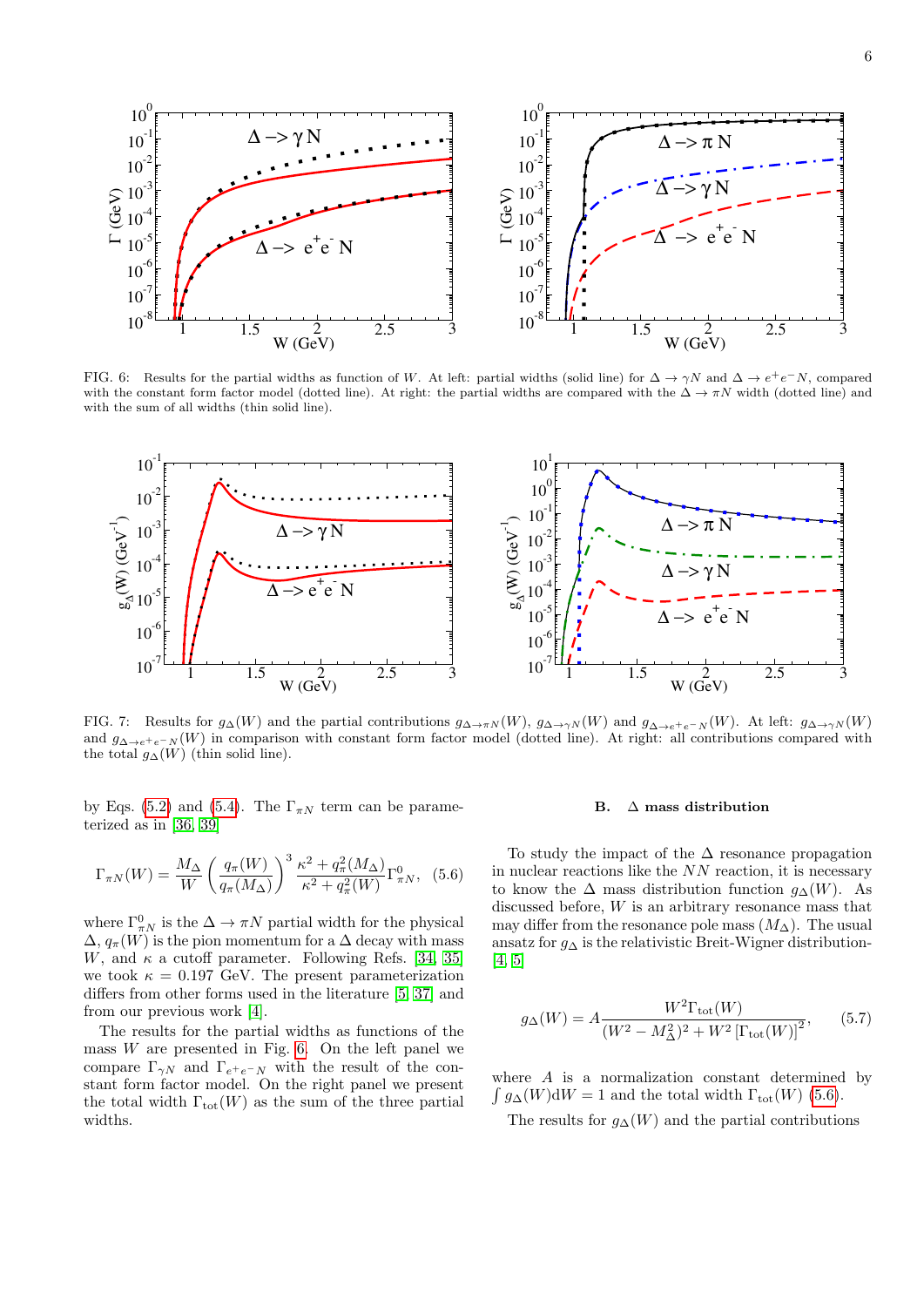FIG. 6: Results for the partial widths as function of $W$. At left: partial widths (solid line) for $\Delta \to \gamma N$ and $\Delta \to e^+e^-N$, compared with the constant form factor model (dotted line). At right: the partial widths are compared with the $\Delta \to \pi N$ width (dotted line) and with the sum of all widths (thin solid line).

FIG. 7: Results for $g_\Delta(W)$ and the partial contributions $g_{\Delta\to\pi N}(W)$, $g_{\Delta\to\gamma N}(W)$ and $g_{\Delta\to e^+e^-N}(W)$. At left: $g_{\Delta\to\gamma N}(W)$ and $g_{\Delta\to e^+e^-N}(W)$ in comparison with constant form factor model (dotted line). At right: all contributions compared with the total $g_\Delta(W)$ (thin solid line).

by Eqs. (5.2) and (5.4). The $\Gamma_{\pi N}$ term can be parameterized as in [36, 39]

$$\Gamma_{\pi N}(W) = \frac{M_\Delta}{W}\left(\frac{q_\pi(W)}{q_\pi(M_\Delta)}\right)^3 \frac{\kappa^2 + q_\pi^2(M_\Delta)}{\kappa^2 + q_\pi^2(W)}\Gamma^0_{\pi N}, \quad (5.6)$$

where $\Gamma^0_{\pi N}$ is the $\Delta \to \pi N$ partial width for the physical $\Delta$, $q_\pi(W)$ is the pion momentum for a $\Delta$ decay with mass $W$, and $\kappa$ a cutoff parameter. Following Refs. [34, 35] we took $\kappa = 0.197$ GeV. The present parameterization differs from other forms used in the literature [5, 37] and from our previous work [4].

The results for the partial widths as functions of the mass $W$ are presented in Fig. 6. On the left panel we compare $\Gamma_{\gamma N}$ and $\Gamma_{e^+e^-N}$ with the result of the constant form factor model. On the right panel we present the total width $\Gamma_{\rm tot}(W)$ as the sum of the three partial widths.

### B. $\Delta$ mass distribution

To study the impact of the $\Delta$ resonance propagation in nuclear reactions like the $NN$ reaction, it is necessary to know the $\Delta$ mass distribution function $g_\Delta(W)$. As discussed before, $W$ is an arbitrary resonance mass that may differ from the resonance pole mass ($M_\Delta$). The usual ansatz for $g_\Delta$ is the relativistic Breit-Wigner distribution [4, 5]

$$g_\Delta(W) = A\frac{W^2\Gamma_{\rm tot}(W)}{(W^2 - M_\Delta^2)^2 + W^2\left[\Gamma_{\rm tot}(W)\right]^2}, \quad (5.7)$$

where $A$ is a normalization constant determined by $\int g_\Delta(W)\mathrm{d}W = 1$ and the total width $\Gamma_{\rm tot}(W)$ (5.6).

The results for $g_\Delta(W)$ and the partial contributions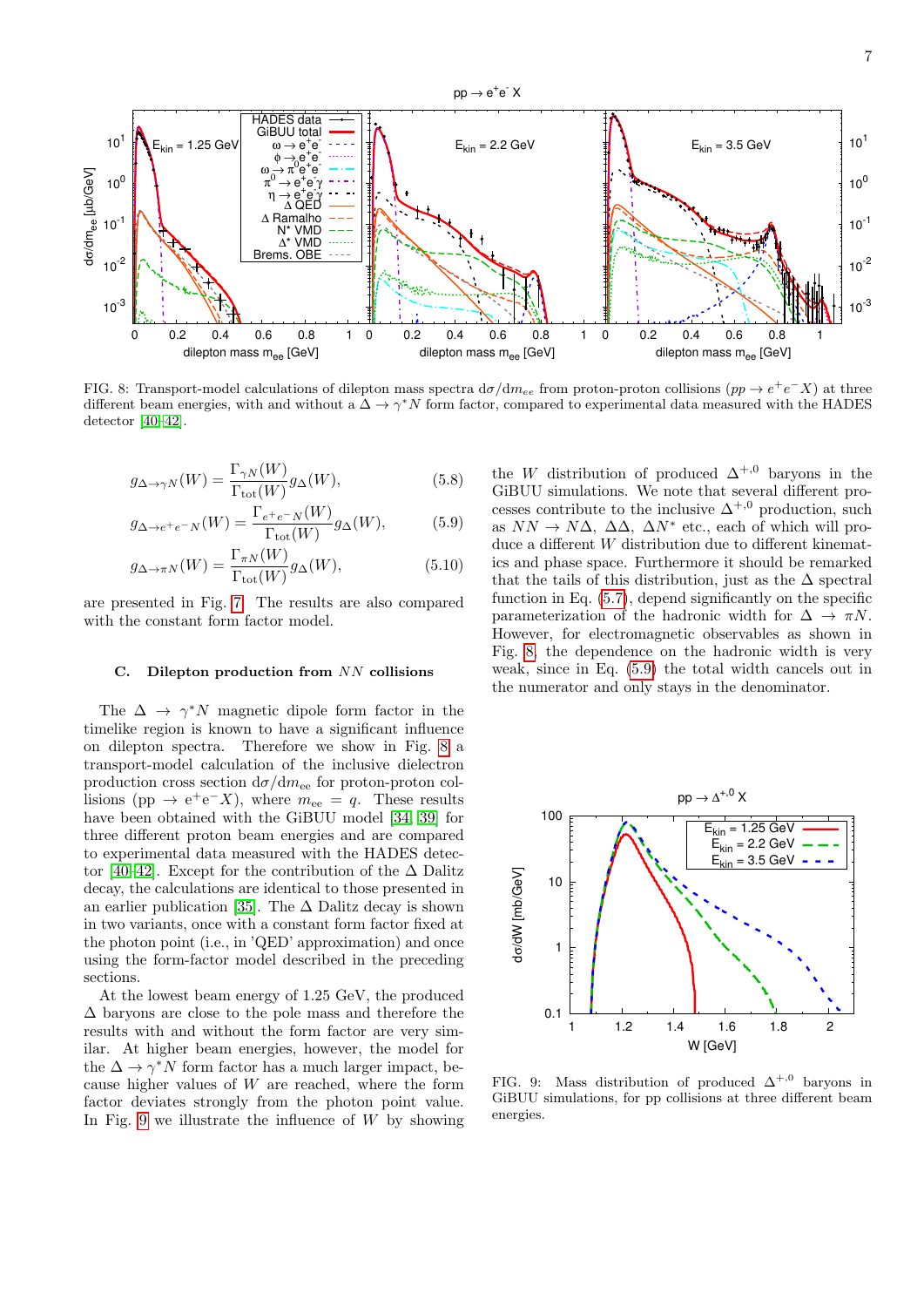FIG. 8: Transport-model calculations of dilepton mass spectra $d\sigma/dm_{ee}$ from proton-proton collisions ($pp \to e^+e^-X$) at three different beam energies, with and without a $\Delta \to \gamma^* N$ form factor, compared to experimental data measured with the HADES detector [40–42].

$$g_{\Delta\to\gamma N}(W) = \frac{\Gamma_{\gamma N}(W)}{\Gamma_{\rm tot}(W)} g_\Delta(W), \tag{5.8}$$

$$g_{\Delta\to e^+e^- N}(W) = \frac{\Gamma_{e^+e^- N}(W)}{\Gamma_{\rm tot}(W)} g_\Delta(W), \tag{5.9}$$

$$g_{\Delta\to\pi N}(W) = \frac{\Gamma_{\pi N}(W)}{\Gamma_{\rm tot}(W)} g_\Delta(W), \tag{5.10}$$

are presented in Fig. 7. The results are also compared with the constant form factor model.

### C. Dilepton production from $NN$ collisions

The $\Delta \to \gamma^* N$ magnetic dipole form factor in the timelike region is known to have a significant influence on dilepton spectra. Therefore we show in Fig. 8 a transport-model calculation of the inclusive dielectron production cross section $d\sigma/dm_{ee}$ for proton-proton collisions (pp $\to$ e$^+$e$^-$X), where $m_{ee} = q$. These results have been obtained with the GiBUU model [34, 39] for three different proton beam energies and are compared to experimental data measured with the HADES detector [40–42]. Except for the contribution of the $\Delta$ Dalitz decay, the calculations are identical to those presented in an earlier publication [35]. The $\Delta$ Dalitz decay is shown in two variants, once with a constant form factor fixed at the photon point (i.e., in 'QED' approximation) and once using the form-factor model described in the preceding sections.

At the lowest beam energy of 1.25 GeV, the produced $\Delta$ baryons are close to the pole mass and therefore the results with and without the form factor are very similar. At higher beam energies, however, the model for the $\Delta \to \gamma^* N$ form factor has a much larger impact, because higher values of $W$ are reached, where the form factor deviates strongly from the photon point value. In Fig. 9 we illustrate the influence of $W$ by showing the $W$ distribution of produced $\Delta^{+,0}$ baryons in the GiBUU simulations. We note that several different processes contribute to the inclusive $\Delta^{+,0}$ production, such as $NN \to N\Delta$, $\Delta\Delta$, $\Delta N^*$ etc., each of which will produce a different $W$ distribution due to different kinematics and phase space. Furthermore it should be remarked that the tails of this distribution, just as the $\Delta$ spectral function in Eq. (5.7), depend significantly on the specific parameterization of the hadronic width for $\Delta \to \pi N$. However, for electromagnetic observables as shown in Fig. 8 the dependence on the hadronic width is very weak, since in Eq. (5.9) the total width cancels out in the numerator and only stays in the denominator.

FIG. 9: Mass distribution of produced $\Delta^{+,0}$ baryons in GiBUU simulations, for pp collisions at three different beam energies.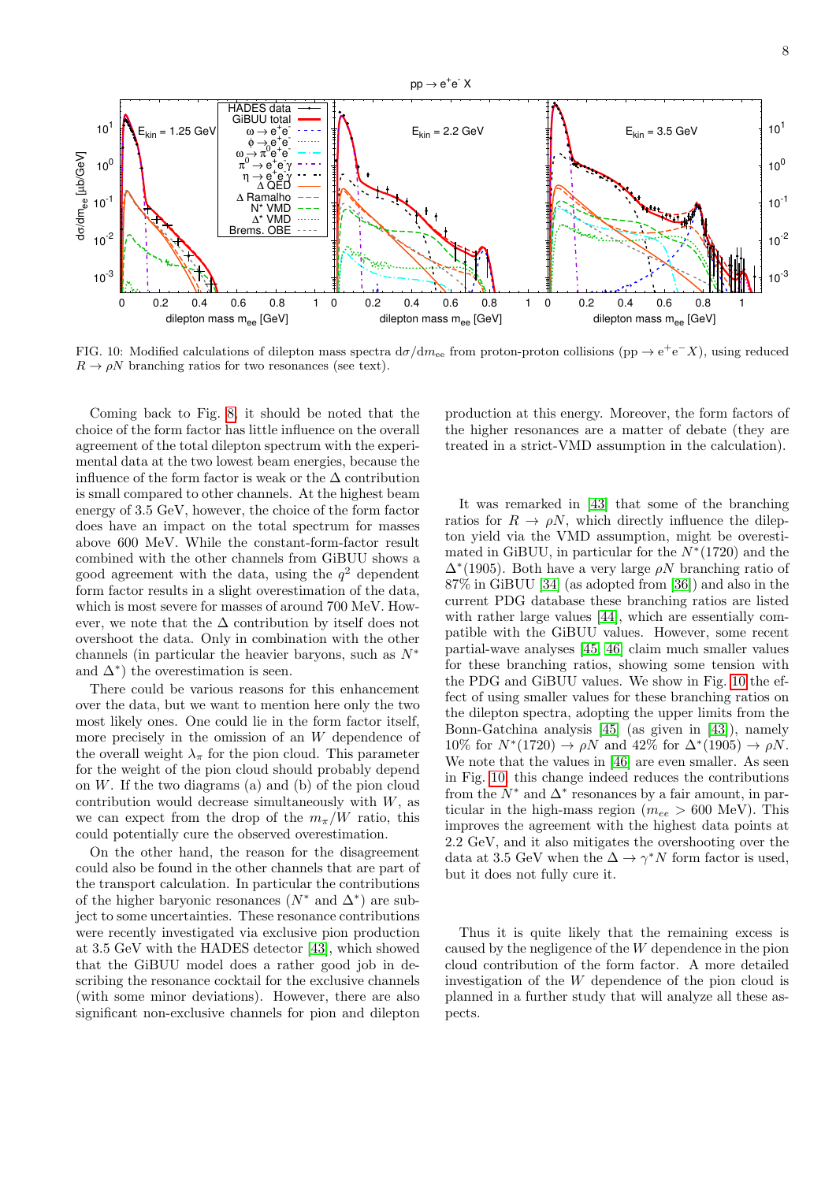FIG. 10: Modified calculations of dilepton mass spectra $d\sigma/dm_{ee}$ from proton-proton collisions ($pp \to e^+e^- X$), using reduced $R \to \rho N$ branching ratios for two resonances (see text).

Coming back to Fig. 8, it should be noted that the choice of the form factor has little influence on the overall agreement of the total dilepton spectrum with the experimental data at the two lowest beam energies, because the influence of the form factor is weak or the $\Delta$ contribution is small compared to other channels. At the highest beam energy of 3.5 GeV, however, the choice of the form factor does have an impact on the total spectrum for masses above 600 MeV. While the constant-form-factor result combined with the other channels from GiBUU shows a good agreement with the data, using the $q^2$ dependent form factor results in a slight overestimation of the data, which is most severe for masses of around 700 MeV. However, we note that the $\Delta$ contribution by itself does not overshoot the data. Only in combination with the other channels (in particular the heavier baryons, such as $N^*$ and $\Delta^*$) the overestimation is seen.

There could be various reasons for this enhancement over the data, but we want to mention here only the two most likely ones. One could lie in the form factor itself, more precisely in the omission of an $W$ dependence of the overall weight $\lambda_\pi$ for the pion cloud. This parameter for the weight of the pion cloud should probably depend on $W$. If the two diagrams (a) and (b) of the pion cloud contribution would decrease simultaneously with $W$, as we can expect from the drop of the $m_\pi/W$ ratio, this could potentially cure the observed overestimation.

On the other hand, the reason for the disagreement could also be found in the other channels that are part of the transport calculation. In particular the contributions of the higher baryonic resonances ($N^*$ and $\Delta^*$) are subject to some uncertainties. These resonance contributions were recently investigated via exclusive pion production at 3.5 GeV with the HADES detector [43], which showed that the GiBUU model does a rather good job in describing the resonance cocktail for the exclusive channels (with some minor deviations). However, there are also significant non-exclusive channels for pion and dilepton production at this energy. Moreover, the form factors of the higher resonances are a matter of debate (they are treated in a strict-VMD assumption in the calculation).

It was remarked in [43] that some of the branching ratios for $R \to \rho N$, which directly influence the dilepton yield via the VMD assumption, might be overestimated in GiBUU, in particular for the $N^*(1720)$ and the $\Delta^*(1905)$. Both have a very large $\rho N$ branching ratio of 87% in GiBUU [34] (as adopted from [36]) and also in the current PDG database these branching ratios are listed with rather large values [44], which are essentially compatible with the GiBUU values. However, some recent partial-wave analyses [45, 46] claim much smaller values for these branching ratios, showing some tension with the PDG and GiBUU values. We show in Fig. 10 the effect of using smaller values for these branching ratios on the dilepton spectra, adopting the upper limits from the Bonn-Gatchina analysis [45] (as given in [43]), namely 10% for $N^*(1720) \to \rho N$ and 42% for $\Delta^*(1905) \to \rho N$. We note that the values in [46] are even smaller. As seen in Fig. 10 this change indeed reduces the contributions from the $N^*$ and $\Delta^*$ resonances by a fair amount, in particular in the high-mass region ($m_{ee} > 600$ MeV). This improves the agreement with the highest data points at 2.2 GeV, and it also mitigates the overshooting over the data at 3.5 GeV when the $\Delta \to \gamma^* N$ form factor is used, but it does not fully cure it.

Thus it is quite likely that the remaining excess is caused by the negligence of the $W$ dependence in the pion cloud contribution of the form factor. A more detailed investigation of the $W$ dependence of the pion cloud is planned in a further study that will analyze all these aspects.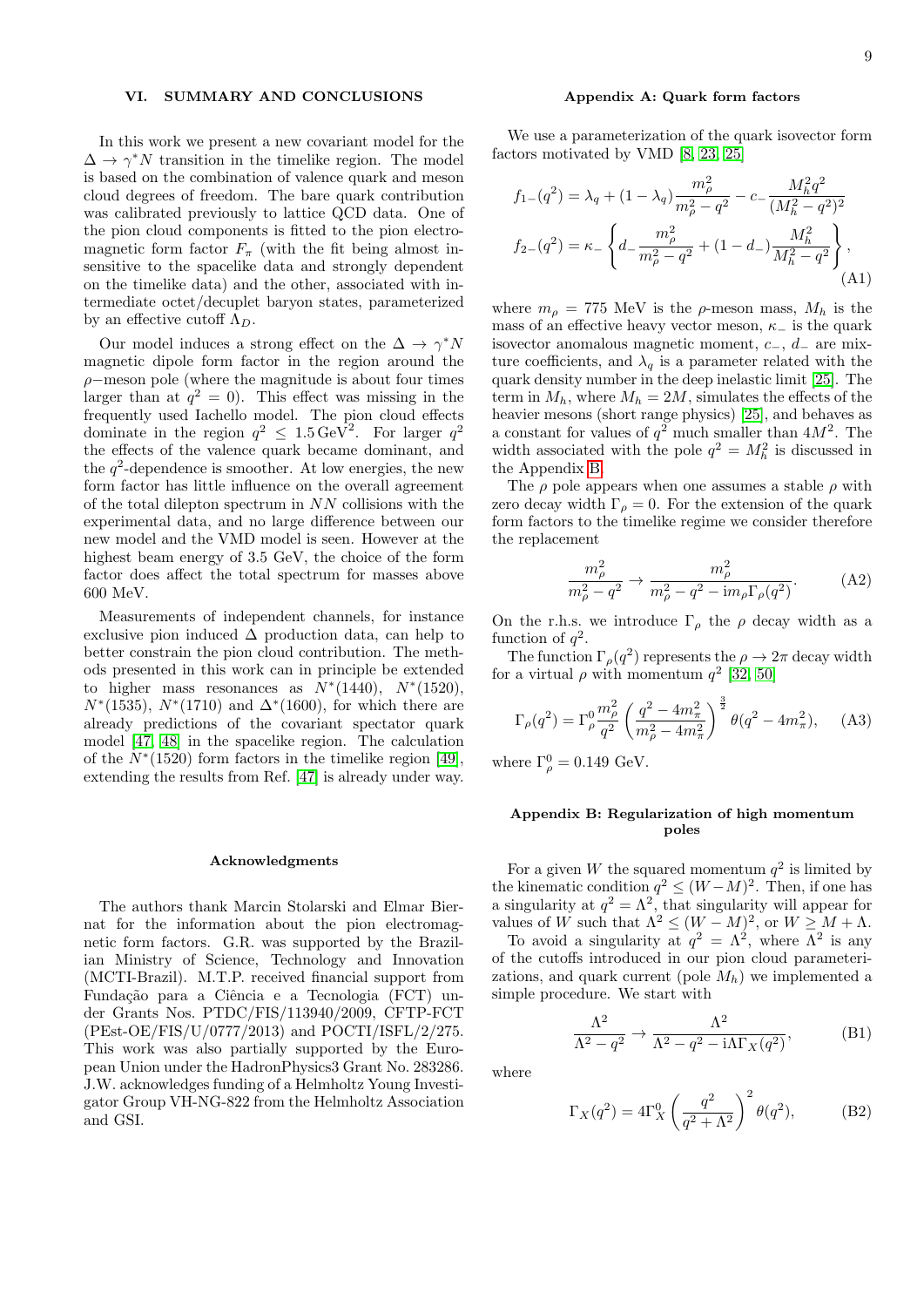## VI. SUMMARY AND CONCLUSIONS

In this work we present a new covariant model for the $\Delta \to \gamma^* N$ transition in the timelike region. The model is based on the combination of valence quark and meson cloud degrees of freedom. The bare quark contribution was calibrated previously to lattice QCD data. One of the pion cloud components is fitted to the pion electromagnetic form factor $F_\pi$ (with the fit being almost insensitive to the spacelike data and strongly dependent on the timelike data) and the other, associated with intermediate octet/decuplet baryon states, parameterized by an effective cutoff $\Lambda_D$.

Our model induces a strong effect on the $\Delta \to \gamma^* N$ magnetic dipole form factor in the region around the $\rho-$meson pole (where the magnitude is about four times larger than at $q^2 = 0$). This effect was missing in the frequently used Iachello model. The pion cloud effects dominate in the region $q^2 \leq 1.5\,\text{GeV}^2$. For larger $q^2$ the effects of the valence quark became dominant, and the $q^2$-dependence is smoother. At low energies, the new form factor has little influence on the overall agreement of the total dilepton spectrum in $NN$ collisions with the experimental data, and no large difference between our new model and the VMD model is seen. However at the highest beam energy of 3.5 GeV, the choice of the form factor does affect the total spectrum for masses above 600 MeV.

Measurements of independent channels, for instance exclusive pion induced $\Delta$ production data, can help to better constrain the pion cloud contribution. The methods presented in this work can in principle be extended to higher mass resonances as $N^*(1440)$, $N^*(1520)$, $N^*(1535)$, $N^*(1710)$ and $\Delta^*(1600)$, for which there are already predictions of the covariant spectator quark model [47, 48] in the spacelike region. The calculation of the $N^*(1520)$ form factors in the timelike region [49], extending the results from Ref. [47] is already under way.

### Acknowledgments

The authors thank Marcin Stolarski and Elmar Biernat for the information about the pion electromagnetic form factors. G.R. was supported by the Brazilian Ministry of Science, Technology and Innovation (MCTI-Brazil). M.T.P. received financial support from Fundação para a Ciência e a Tecnologia (FCT) under Grants Nos. PTDC/FIS/113940/2009, CFTP-FCT (PEst-OE/FIS/U/0777/2013) and POCTI/ISFL/2/275. This work was also partially supported by the European Union under the HadronPhysics3 Grant No. 283286. J.W. acknowledges funding of a Helmholtz Young Investigator Group VH-NG-822 from the Helmholtz Association and GSI.

## Appendix A: Quark form factors

We use a parameterization of the quark isovector form factors motivated by VMD [8, 23, 25]

$$
\begin{aligned}
f_{1-}(q^2) &= \lambda_q + (1-\lambda_q)\frac{m_\rho^2}{m_\rho^2 - q^2} - c_- \frac{M_h^2 q^2}{(M_h^2 - q^2)^2} \\
f_{2-}(q^2) &= \kappa_- \left\{ d_- \frac{m_\rho^2}{m_\rho^2 - q^2} + (1-d_-)\frac{M_h^2}{M_h^2 - q^2} \right\},
\end{aligned}
\tag{A1}
$$

where $m_\rho = 775$ MeV is the $\rho$-meson mass, $M_h$ is the mass of an effective heavy vector meson, $\kappa_-$ is the quark isovector anomalous magnetic moment, $c_-$, $d_-$ are mixture coefficients, and $\lambda_q$ is a parameter related with the quark density number in the deep inelastic limit [25]. The term in $M_h$, where $M_h = 2M$, simulates the effects of the heavier mesons (short range physics) [25], and behaves as a constant for values of $q^2$ much smaller than $4M^2$. The width associated with the pole $q^2 = M_h^2$ is discussed in the Appendix B.

The $\rho$ pole appears when one assumes a stable $\rho$ with zero decay width $\Gamma_\rho = 0$. For the extension of the quark form factors to the timelike regime we consider therefore the replacement

$$
\frac{m_\rho^2}{m_\rho^2 - q^2} \to \frac{m_\rho^2}{m_\rho^2 - q^2 - \mathrm{i} m_\rho \Gamma_\rho(q^2)}. \tag{A2}
$$

On the r.h.s. we introduce $\Gamma_\rho$ the $\rho$ decay width as a function of $q^2$.

The function $\Gamma_\rho(q^2)$ represents the $\rho \to 2\pi$ decay width for a virtual $\rho$ with momentum $q^2$ [32, 50]

$$
\Gamma_\rho(q^2) = \Gamma_\rho^0 \frac{m_\rho^2}{q^2}\left(\frac{q^2 - 4m_\pi^2}{m_\rho^2 - 4m_\pi^2}\right)^{\frac{3}{2}} \theta(q^2 - 4m_\pi^2), \tag{A3}
$$

where $\Gamma_\rho^0 = 0.149$ GeV.

## Appendix B: Regularization of high momentum poles

For a given $W$ the squared momentum $q^2$ is limited by the kinematic condition $q^2 \leq (W-M)^2$. Then, if one has a singularity at $q^2 = \Lambda^2$, that singularity will appear for values of $W$ such that $\Lambda^2 \leq (W-M)^2$, or $W \geq M + \Lambda$.

To avoid a singularity at $q^2 = \Lambda^2$, where $\Lambda^2$ is any of the cutoffs introduced in our pion cloud parameterizations, and quark current (pole $M_h$) we implemented a simple procedure. We start with

$$
\frac{\Lambda^2}{\Lambda^2 - q^2} \to \frac{\Lambda^2}{\Lambda^2 - q^2 - \mathrm{i}\Lambda \Gamma_X(q^2)}, \tag{B1}
$$

where

$$
\Gamma_X(q^2) = 4\Gamma_X^0 \left(\frac{q^2}{q^2 + \Lambda^2}\right)^2 \theta(q^2), \tag{B2}
$$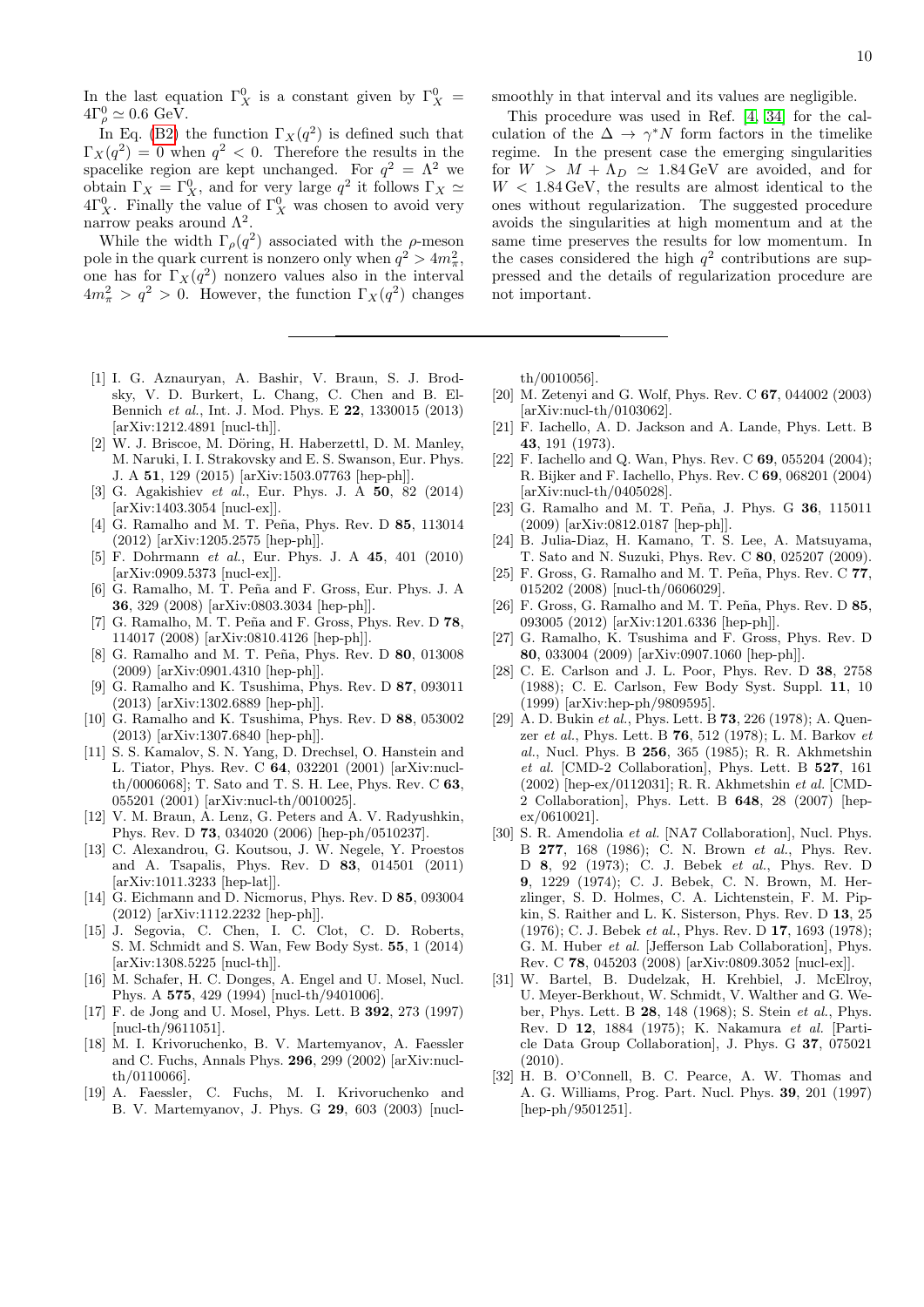In the last equation $\Gamma_X^0$ is a constant given by $\Gamma_X^0 = 4\Gamma_\rho^0 \simeq 0.6$ GeV.

In Eq. (B2) the function $\Gamma_X(q^2)$ is defined such that $\Gamma_X(q^2) = 0$ when $q^2 < 0$. Therefore the results in the spacelike region are kept unchanged. For $q^2 = \Lambda^2$ we obtain $\Gamma_X = \Gamma_X^0$, and for very large $q^2$ it follows $\Gamma_X \simeq 4\Gamma_X^0$. Finally the value of $\Gamma_X^0$ was chosen to avoid very narrow peaks around $\Lambda^2$.

While the width $\Gamma_\rho(q^2)$ associated with the $\rho$-meson pole in the quark current is nonzero only when $q^2 > 4m_\pi^2$, one has for $\Gamma_X(q^2)$ nonzero values also in the interval $4m_\pi^2 > q^2 > 0$. However, the function $\Gamma_X(q^2)$ changes smoothly in that interval and its values are negligible.

This procedure was used in Ref. [4, 34] for the calculation of the $\Delta \to \gamma^* N$ form factors in the timelike regime. In the present case the emerging singularities for $W > M + \Lambda_D \simeq 1.84\,\text{GeV}$ are avoided, and for $W < 1.84\,\text{GeV}$, the results are almost identical to the ones without regularization. The suggested procedure avoids the singularities at high momentum and at the same time preserves the results for low momentum. In the cases considered the high $q^2$ contributions are suppressed and the details of regularization procedure are not important.

---

[1] I. G. Aznauryan, A. Bashir, V. Braun, S. J. Brodsky, V. D. Burkert, L. Chang, C. Chen and B. El-Bennich *et al.*, Int. J. Mod. Phys. E **22**, 1330015 (2013) [arXiv:1212.4891 [nucl-th]].

[2] W. J. Briscoe, M. Döring, H. Haberzettl, D. M. Manley, M. Naruki, I. I. Strakovsky and E. S. Swanson, Eur. Phys. J. A **51**, 129 (2015) [arXiv:1503.07763 [hep-ph]].

[3] G. Agakishiev *et al.*, Eur. Phys. J. A **50**, 82 (2014) [arXiv:1403.3054 [nucl-ex]].

[4] G. Ramalho and M. T. Peña, Phys. Rev. D **85**, 113014 (2012) [arXiv:1205.2575 [hep-ph]].

[5] F. Dohrmann *et al.*, Eur. Phys. J. A **45**, 401 (2010) [arXiv:0909.5373 [nucl-ex]].

[6] G. Ramalho, M. T. Peña and F. Gross, Eur. Phys. J. A **36**, 329 (2008) [arXiv:0803.3034 [hep-ph]].

[7] G. Ramalho, M. T. Peña and F. Gross, Phys. Rev. D **78**, 114017 (2008) [arXiv:0810.4126 [hep-ph]].

[8] G. Ramalho and M. T. Peña, Phys. Rev. D **80**, 013008 (2009) [arXiv:0901.4310 [hep-ph]].

[9] G. Ramalho and K. Tsushima, Phys. Rev. D **87**, 093011 (2013) [arXiv:1302.6889 [hep-ph]].

[10] G. Ramalho and K. Tsushima, Phys. Rev. D **88**, 053002 (2013) [arXiv:1307.6840 [hep-ph]].

[11] S. S. Kamalov, S. N. Yang, D. Drechsel, O. Hanstein and L. Tiator, Phys. Rev. C **64**, 032201 (2001) [arXiv:nucl-th/0006068]; T. Sato and T. S. H. Lee, Phys. Rev. C **63**, 055201 (2001) [arXiv:nucl-th/0010025].

[12] V. M. Braun, A. Lenz, G. Peters and A. V. Radyushkin, Phys. Rev. D **73**, 034020 (2006) [hep-ph/0510237].

[13] C. Alexandrou, G. Koutsou, J. W. Negele, Y. Proestos and A. Tsapalis, Phys. Rev. D **83**, 014501 (2011) [arXiv:1011.3233 [hep-lat]].

[14] G. Eichmann and D. Nicmorus, Phys. Rev. D **85**, 093004 (2012) [arXiv:1112.2232 [hep-ph]].

[15] J. Segovia, C. Chen, I. C. Clot, C. D. Roberts, S. M. Schmidt and S. Wan, Few Body Syst. **55**, 1 (2014) [arXiv:1308.5225 [nucl-th]].

[16] M. Schafer, H. C. Donges, A. Engel and U. Mosel, Nucl. Phys. A **575**, 429 (1994) [nucl-th/9401006].

[17] F. de Jong and U. Mosel, Phys. Lett. B **392**, 273 (1997) [nucl-th/9611051].

[18] M. I. Krivoruchenko, B. V. Martemyanov, A. Faessler and C. Fuchs, Annals Phys. **296**, 299 (2002) [arXiv:nucl-th/0110066].

[19] A. Faessler, C. Fuchs, M. I. Krivoruchenko and B. V. Martemyanov, J. Phys. G **29**, 603 (2003) [nucl-th/0010056].

[20] M. Zetenyi and G. Wolf, Phys. Rev. C **67**, 044002 (2003) [arXiv:nucl-th/0103062].

[21] F. Iachello, A. D. Jackson and A. Lande, Phys. Lett. B **43**, 191 (1973).

[22] F. Iachello and Q. Wan, Phys. Rev. C **69**, 055204 (2004); R. Bijker and F. Iachello, Phys. Rev. C **69**, 068201 (2004) [arXiv:nucl-th/0405028].

[23] G. Ramalho and M. T. Peña, J. Phys. G **36**, 115011 (2009) [arXiv:0812.0187 [hep-ph]].

[24] B. Julia-Diaz, H. Kamano, T. S. Lee, A. Matsuyama, T. Sato and N. Suzuki, Phys. Rev. C **80**, 025207 (2009).

[25] F. Gross, G. Ramalho and M. T. Peña, Phys. Rev. C **77**, 015202 (2008) [nucl-th/0606029].

[26] F. Gross, G. Ramalho and M. T. Peña, Phys. Rev. D **85**, 093005 (2012) [arXiv:1201.6336 [hep-ph]].

[27] G. Ramalho, K. Tsushima and F. Gross, Phys. Rev. D **80**, 033004 (2009) [arXiv:0907.1060 [hep-ph]].

[28] C. E. Carlson and J. L. Poor, Phys. Rev. D **38**, 2758 (1988); C. E. Carlson, Few Body Syst. Suppl. **11**, 10 (1999) [arXiv:hep-ph/9809595].

[29] A. D. Bukin *et al.*, Phys. Lett. B **73**, 226 (1978); A. Quenzer *et al.*, Phys. Lett. B **76**, 512 (1978); L. M. Barkov *et al.*, Nucl. Phys. B **256**, 365 (1985); R. R. Akhmetshin *et al.* [CMD-2 Collaboration], Phys. Lett. B **527**, 161 (2002) [hep-ex/0112031]; R. R. Akhmetshin *et al.* [CMD-2 Collaboration], Phys. Lett. B **648**, 28 (2007) [hep-ex/0610021].

[30] S. R. Amendolia *et al.* [NA7 Collaboration], Nucl. Phys. B **277**, 168 (1986); C. N. Brown *et al.*, Phys. Rev. D **8**, 92 (1973); C. J. Bebek *et al.*, Phys. Rev. D **9**, 1229 (1974); C. J. Bebek, C. N. Brown, M. Herzlinger, S. D. Holmes, C. A. Lichtenstein, F. M. Pipkin, S. Raither and L. K. Sisterson, Phys. Rev. D **13**, 25 (1976); C. J. Bebek *et al.*, Phys. Rev. D **17**, 1693 (1978); G. M. Huber *et al.* [Jefferson Lab Collaboration], Phys. Rev. C **78**, 045203 (2008) [arXiv:0809.3052 [nucl-ex]].

[31] W. Bartel, B. Dudelzak, H. Krehbiel, J. McElroy, U. Meyer-Berkhout, W. Schmidt, V. Walther and G. Weber, Phys. Lett. B **28**, 148 (1968); S. Stein *et al.*, Phys. Rev. D **12**, 1884 (1975); K. Nakamura *et al.* [Particle Data Group Collaboration], J. Phys. G **37**, 075021 (2010).

[32] H. B. O'Connell, B. C. Pearce, A. W. Thomas and A. G. Williams, Prog. Part. Nucl. Phys. **39**, 201 (1997) [hep-ph/9501251].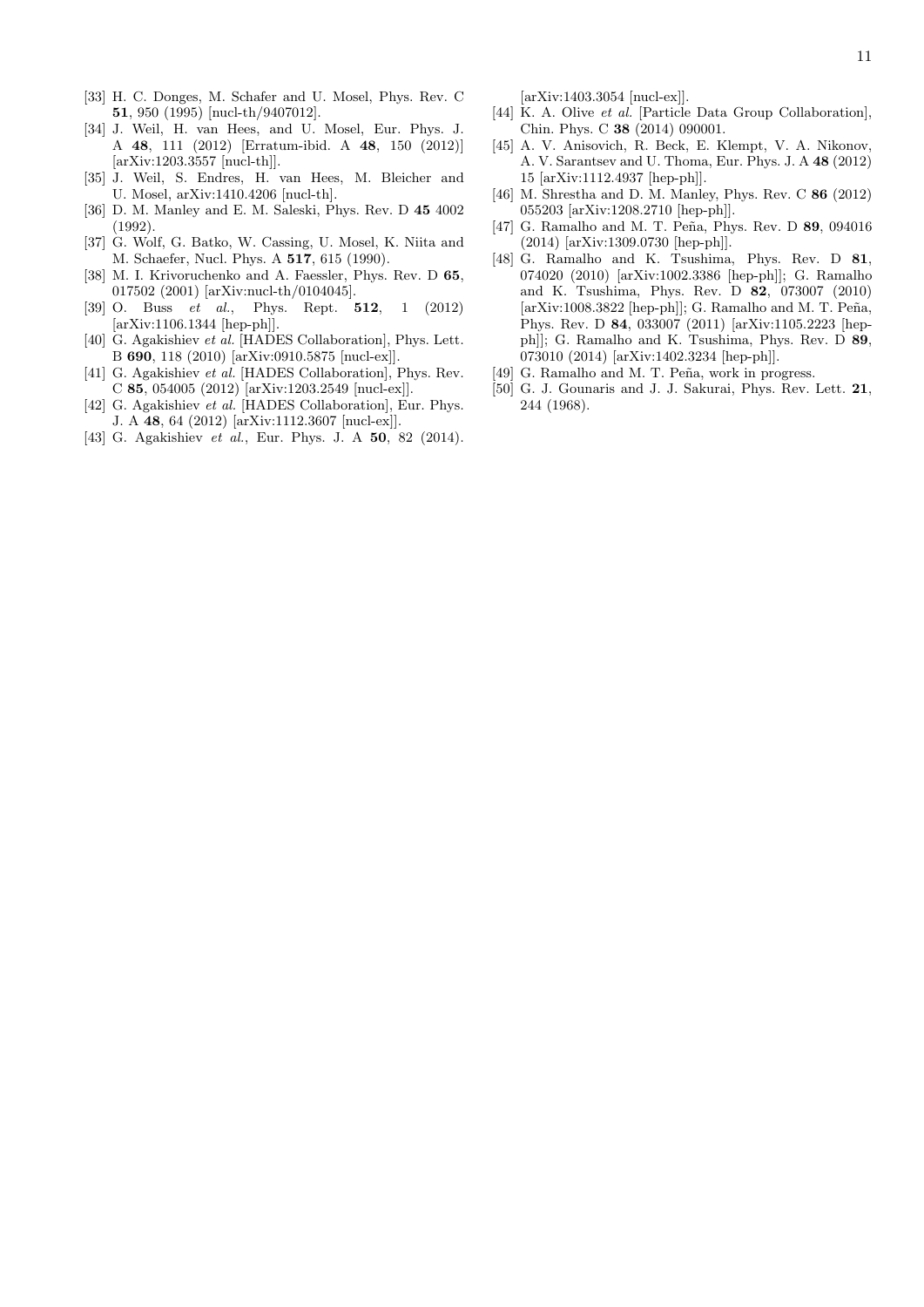[33] H. C. Donges, M. Schafer and U. Mosel, Phys. Rev. C **51**, 950 (1995) [nucl-th/9407012].

[34] J. Weil, H. van Hees, and U. Mosel, Eur. Phys. J. A **48**, 111 (2012) [Erratum-ibid. A **48**, 150 (2012)] [arXiv:1203.3557 [nucl-th]].

[35] J. Weil, S. Endres, H. van Hees, M. Bleicher and U. Mosel, arXiv:1410.4206 [nucl-th].

[36] D. M. Manley and E. M. Saleski, Phys. Rev. D **45** 4002 (1992).

[37] G. Wolf, G. Batko, W. Cassing, U. Mosel, K. Niita and M. Schaefer, Nucl. Phys. A **517**, 615 (1990).

[38] M. I. Krivoruchenko and A. Faessler, Phys. Rev. D **65**, 017502 (2001) [arXiv:nucl-th/0104045].

[39] O. Buss *et al.*, Phys. Rept. **512**, 1 (2012) [arXiv:1106.1344 [hep-ph]].

[40] G. Agakishiev *et al.* [HADES Collaboration], Phys. Lett. B **690**, 118 (2010) [arXiv:0910.5875 [nucl-ex]].

[41] G. Agakishiev *et al.* [HADES Collaboration], Phys. Rev. C **85**, 054005 (2012) [arXiv:1203.2549 [nucl-ex]].

[42] G. Agakishiev *et al.* [HADES Collaboration], Eur. Phys. J. A **48**, 64 (2012) [arXiv:1112.3607 [nucl-ex]].

[43] G. Agakishiev *et al.*, Eur. Phys. J. A **50**, 82 (2014). [arXiv:1403.3054 [nucl-ex]].

[44] K. A. Olive *et al.* [Particle Data Group Collaboration], Chin. Phys. C **38** (2014) 090001.

[45] A. V. Anisovich, R. Beck, E. Klempt, V. A. Nikonov, A. V. Sarantsev and U. Thoma, Eur. Phys. J. A **48** (2012) 15 [arXiv:1112.4937 [hep-ph]].

[46] M. Shrestha and D. M. Manley, Phys. Rev. C **86** (2012) 055203 [arXiv:1208.2710 [hep-ph]].

[47] G. Ramalho and M. T. Peña, Phys. Rev. D **89**, 094016 (2014) [arXiv:1309.0730 [hep-ph]].

[48] G. Ramalho and K. Tsushima, Phys. Rev. D **81**, 074020 (2010) [arXiv:1002.3386 [hep-ph]]; G. Ramalho and K. Tsushima, Phys. Rev. D **82**, 073007 (2010) [arXiv:1008.3822 [hep-ph]]; G. Ramalho and M. T. Peña, Phys. Rev. D **84**, 033007 (2011) [arXiv:1105.2223 [hep-ph]]; G. Ramalho and K. Tsushima, Phys. Rev. D **89**, 073010 (2014) [arXiv:1402.3234 [hep-ph]].

[49] G. Ramalho and M. T. Peña, work in progress.

[50] G. J. Gounaris and J. J. Sakurai, Phys. Rev. Lett. **21**, 244 (1968).